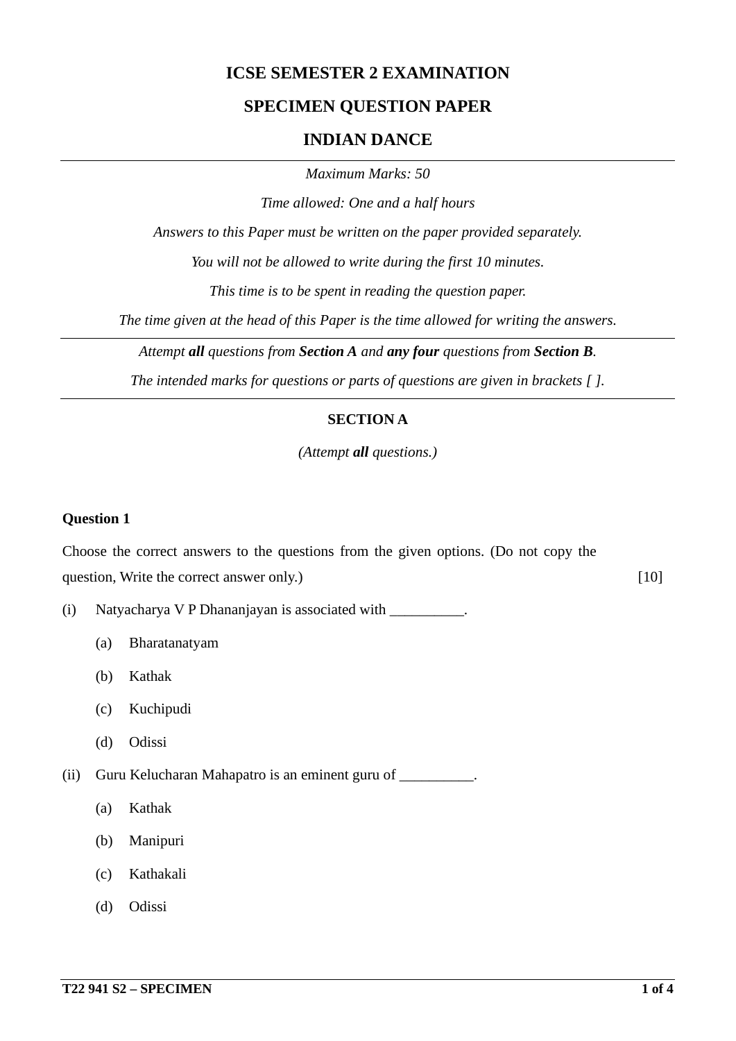# ICSE SEMESTER 2 EXAMINATION

## SPECIMEN QUESTION PAPER

## INDIAN DANCE

*Maximum Marks: 50*

*Time allowed: One and a half hours*

*Answers to this Paper must be written on the paper provided separately.*

*You will not be allowed to write during the first 10 minutes.*

*This time is to be spent in reading the question paper.*

*The time given at the head of this Paper is the time allowed for writing the answers.*

*Attempt **all** questions from **Section A** and **any four** questions from **Section B**.*

*The intended marks for questions or parts of questions are given in brackets [ ].*

### SECTION A

*(Attempt **all** questions.)*

**Question 1**

Choose the correct answers to the questions from the given options. (Do not copy the question, Write the correct answer only.) [10]

(i) Natyacharya V P Dhananjayan is associated with __________.

   (a) Bharatanatyam

   (b) Kathak

   (c) Kuchipudi

   (d) Odissi

(ii) Guru Kelucharan Mahapatro is an eminent guru of __________.

   (a) Kathak

   (b) Manipuri

   (c) Kathakali

   (d) Odissi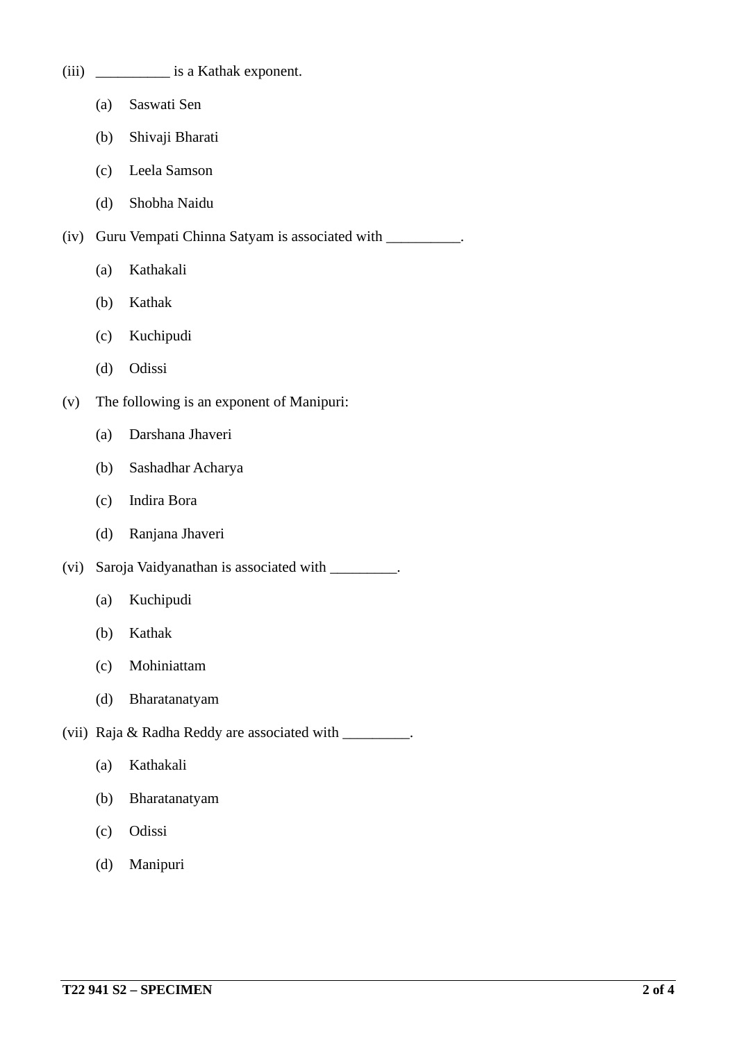(iii) __________ is a Kathak exponent.

(a) Saswati Sen

(b) Shivaji Bharati

(c) Leela Samson

(d) Shobha Naidu

(iv) Guru Vempati Chinna Satyam is associated with __________.

(a) Kathakali

(b) Kathak

(c) Kuchipudi

(d) Odissi

(v) The following is an exponent of Manipuri:

(a) Darshana Jhaveri

(b) Sashadhar Acharya

(c) Indira Bora

(d) Ranjana Jhaveri

(vi) Saroja Vaidyanathan is associated with _________.

(a) Kuchipudi

(b) Kathak

(c) Mohiniattam

(d) Bharatanatyam

(vii) Raja & Radha Reddy are associated with _________.

(a) Kathakali

(b) Bharatanatyam

(c) Odissi

(d) Manipuri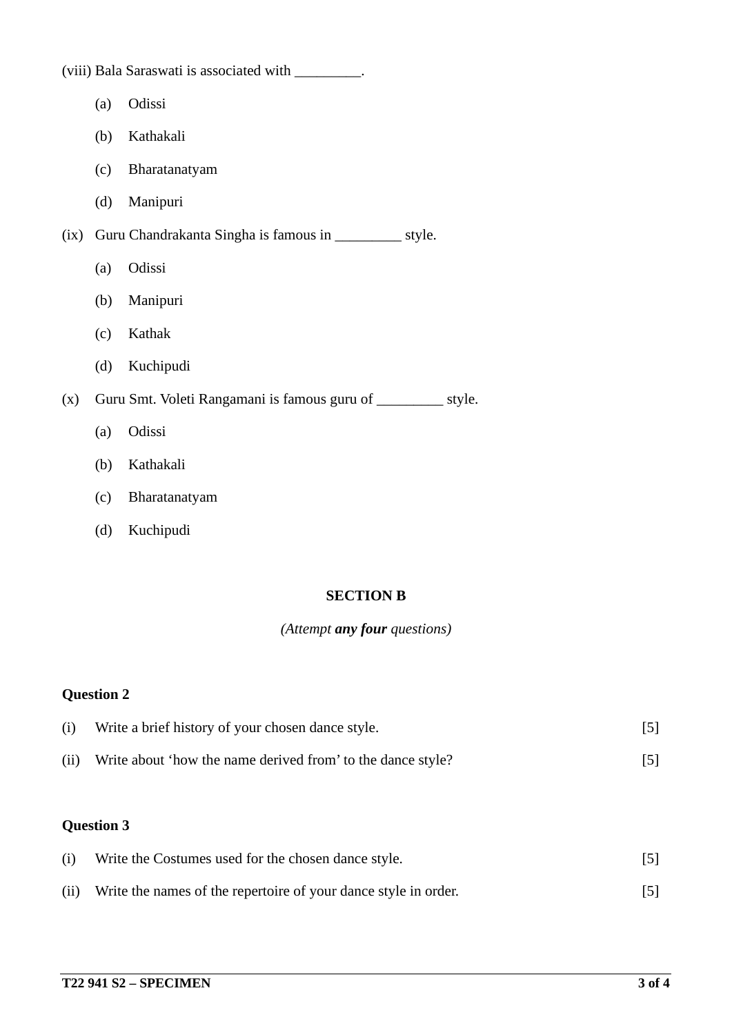(viii) Bala Saraswati is associated with _________.

(a) Odissi

(b) Kathakali

(c) Bharatanatyam

(d) Manipuri

(ix) Guru Chandrakanta Singha is famous in _________ style.

(a) Odissi

(b) Manipuri

(c) Kathak

(d) Kuchipudi

(x) Guru Smt. Voleti Rangamani is famous guru of _________ style.

(a) Odissi

(b) Kathakali

(c) Bharatanatyam

(d) Kuchipudi

## SECTION B

*(Attempt **any four** questions)*

### Question 2

(i) Write a brief history of your chosen dance style. [5]

(ii) Write about 'how the name derived from' to the dance style? [5]

### Question 3

(i) Write the Costumes used for the chosen dance style. [5]

(ii) Write the names of the repertoire of your dance style in order. [5]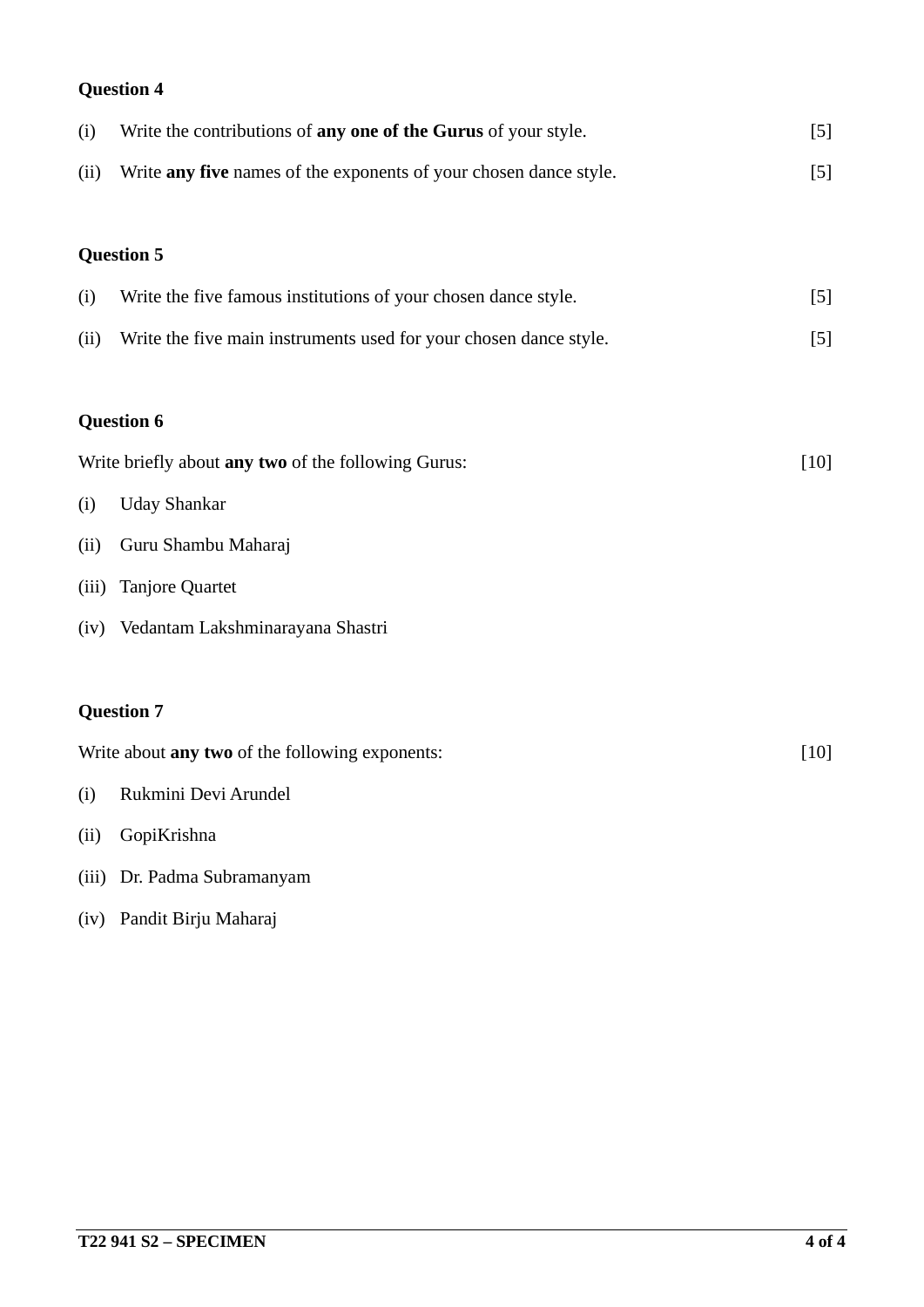**Question 4**

(i) Write the contributions of **any one of the Gurus** of your style. [5]

(ii) Write **any five** names of the exponents of your chosen dance style. [5]

**Question 5**

(i) Write the five famous institutions of your chosen dance style. [5]

(ii) Write the five main instruments used for your chosen dance style. [5]

**Question 6**

Write briefly about **any two** of the following Gurus: [10]

(i) Uday Shankar

(ii) Guru Shambu Maharaj

(iii) Tanjore Quartet

(iv) Vedantam Lakshminarayana Shastri

**Question 7**

Write about **any two** of the following exponents: [10]

(i) Rukmini Devi Arundel

(ii) GopiKrishna

(iii) Dr. Padma Subramanyam

(iv) Pandit Birju Maharaj